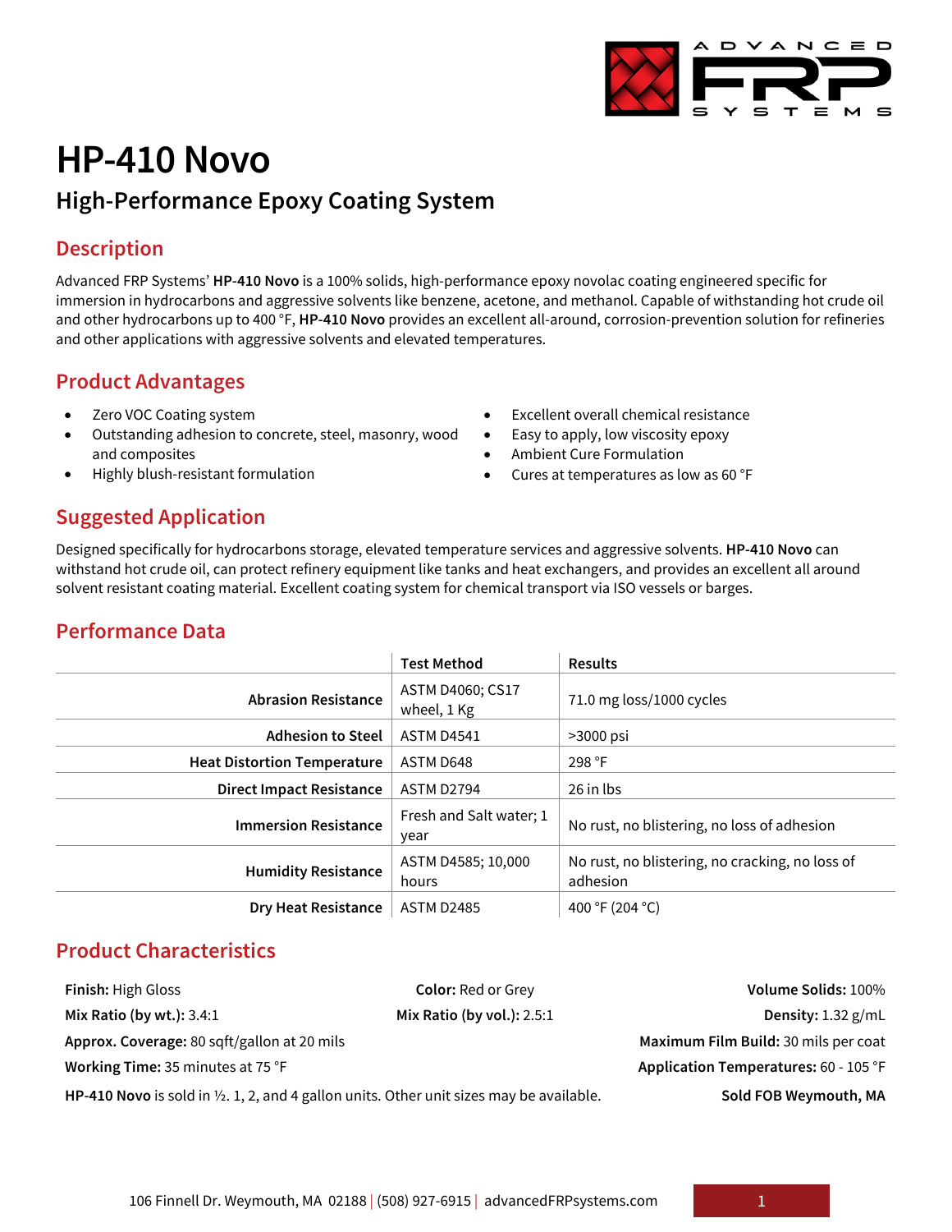# HP-410 Novo

## High-Performance Epoxy Coating System

### Description

Advanced FRP Systems' **HP-410 Novo** is a 100% solids, high-performance epoxy novolac coating engineered specific for immersion in hydrocarbons and aggressive solvents like benzene, acetone, and methanol. Capable of withstanding hot crude oil and other hydrocarbons up to 400 °F, **HP-410 Novo** provides an excellent all-around, corrosion-prevention solution for refineries and other applications with aggressive solvents and elevated temperatures.

### Product Advantages

- Zero VOC Coating system
- Outstanding adhesion to concrete, steel, masonry, wood and composites
- Highly blush-resistant formulation
- Excellent overall chemical resistance
- Easy to apply, low viscosity epoxy
- Ambient Cure Formulation
- Cures at temperatures as low as 60 °F

### Suggested Application

Designed specifically for hydrocarbons storage, elevated temperature services and aggressive solvents. **HP-410 Novo** can withstand hot crude oil, can protect refinery equipment like tanks and heat exchangers, and provides an excellent all around solvent resistant coating material. Excellent coating system for chemical transport via ISO vessels or barges.

### Performance Data

| | Test Method | Results |
|---|---|---|
| **Abrasion Resistance** | ASTM D4060; CS17 wheel, 1 Kg | 71.0 mg loss/1000 cycles |
| **Adhesion to Steel** | ASTM D4541 | >3000 psi |
| **Heat Distortion Temperature** | ASTM D648 | 298 °F |
| **Direct Impact Resistance** | ASTM D2794 | 26 in lbs |
| **Immersion Resistance** | Fresh and Salt water; 1 year | No rust, no blistering, no loss of adhesion |
| **Humidity Resistance** | ASTM D4585; 10,000 hours | No rust, no blistering, no cracking, no loss of adhesion |
| **Dry Heat Resistance** | ASTM D2485 | 400 °F (204 °C) |

### Product Characteristics

**Finish:** High Gloss
**Color:** Red or Grey
**Volume Solids:** 100%
**Mix Ratio (by wt.):** 3.4:1
**Mix Ratio (by vol.):** 2.5:1
**Density:** 1.32 g/mL
**Approx. Coverage:** 80 sqft/gallon at 20 mils
**Maximum Film Build:** 30 mils per coat
**Working Time:** 35 minutes at 75 °F
**Application Temperatures:** 60 - 105 °F

**HP-410 Novo** is sold in ½. 1, 2, and 4 gallon units. Other unit sizes may be available.

**Sold FOB Weymouth, MA**

106 Finnell Dr. Weymouth, MA 02188 | (508) 927-6915 | advancedFRPsystems.com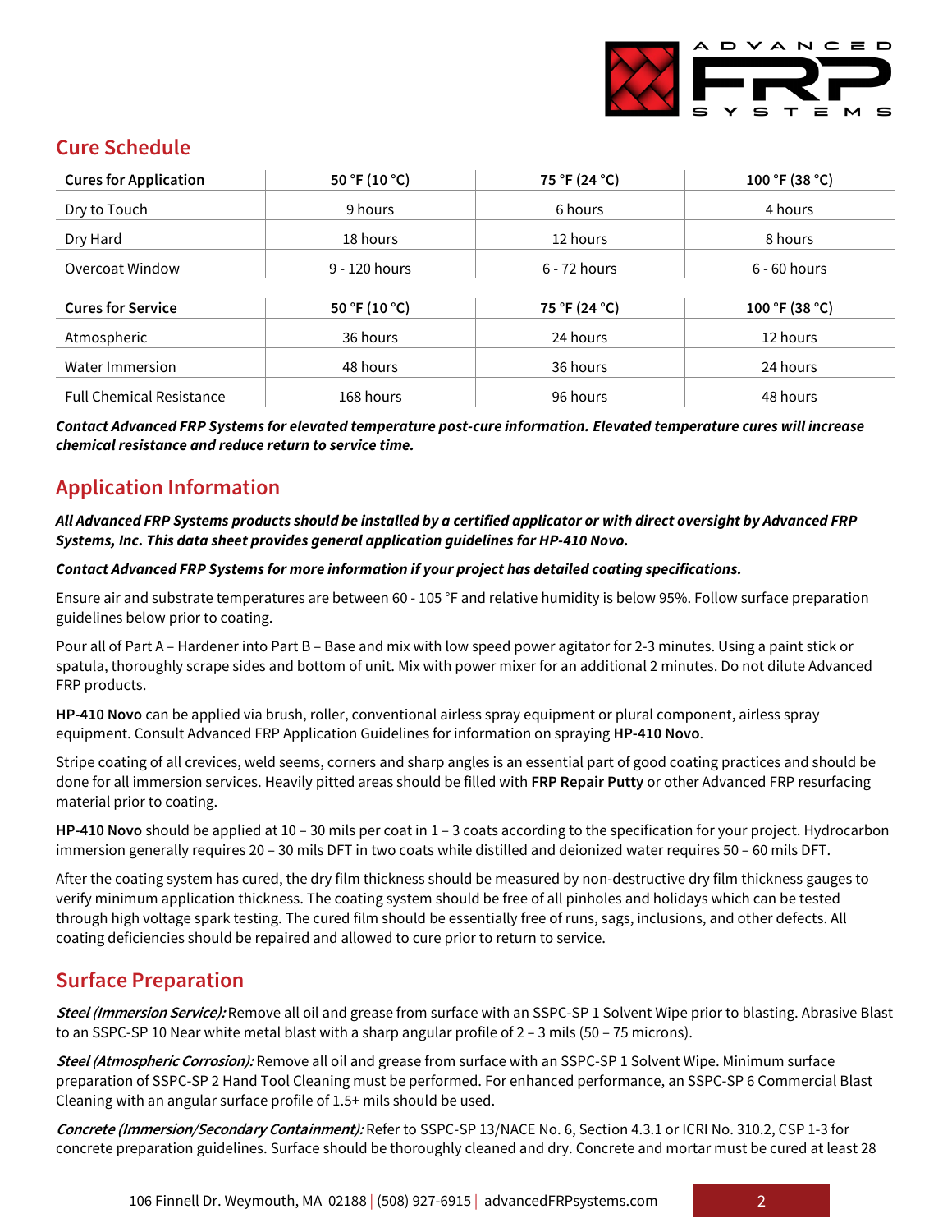## Cure Schedule

| Cures for Application | 50 °F (10 °C) | 75 °F (24 °C) | 100 °F (38 °C) |
|---|---|---|---|
| Dry to Touch | 9 hours | 6 hours | 4 hours |
| Dry Hard | 18 hours | 12 hours | 8 hours |
| Overcoat Window | 9 - 120 hours | 6 - 72 hours | 6 - 60 hours |
| **Cures for Service** | **50 °F (10 °C)** | **75 °F (24 °C)** | **100 °F (38 °C)** |
| Atmospheric | 36 hours | 24 hours | 12 hours |
| Water Immersion | 48 hours | 36 hours | 24 hours |
| Full Chemical Resistance | 168 hours | 96 hours | 48 hours |

***Contact Advanced FRP Systems for elevated temperature post-cure information. Elevated temperature cures will increase chemical resistance and reduce return to service time.***

## Application Information

***All Advanced FRP Systems products should be installed by a certified applicator or with direct oversight by Advanced FRP Systems, Inc. This data sheet provides general application guidelines for HP-410 Novo.***

***Contact Advanced FRP Systems for more information if your project has detailed coating specifications.***

Ensure air and substrate temperatures are between 60 - 105 °F and relative humidity is below 95%. Follow surface preparation guidelines below prior to coating.

Pour all of Part A – Hardener into Part B – Base and mix with low speed power agitator for 2-3 minutes. Using a paint stick or spatula, thoroughly scrape sides and bottom of unit. Mix with power mixer for an additional 2 minutes. Do not dilute Advanced FRP products.

**HP-410 Novo** can be applied via brush, roller, conventional airless spray equipment or plural component, airless spray equipment. Consult Advanced FRP Application Guidelines for information on spraying **HP-410 Novo**.

Stripe coating of all crevices, weld seems, corners and sharp angles is an essential part of good coating practices and should be done for all immersion services. Heavily pitted areas should be filled with **FRP Repair Putty** or other Advanced FRP resurfacing material prior to coating.

**HP-410 Novo** should be applied at 10 – 30 mils per coat in 1 – 3 coats according to the specification for your project. Hydrocarbon immersion generally requires 20 – 30 mils DFT in two coats while distilled and deionized water requires 50 – 60 mils DFT.

After the coating system has cured, the dry film thickness should be measured by non-destructive dry film thickness gauges to verify minimum application thickness. The coating system should be free of all pinholes and holidays which can be tested through high voltage spark testing. The cured film should be essentially free of runs, sags, inclusions, and other defects. All coating deficiencies should be repaired and allowed to cure prior to return to service.

## Surface Preparation

***Steel (Immersion Service):*** Remove all oil and grease from surface with an SSPC-SP 1 Solvent Wipe prior to blasting. Abrasive Blast to an SSPC-SP 10 Near white metal blast with a sharp angular profile of 2 – 3 mils (50 – 75 microns).

***Steel (Atmospheric Corrosion):*** Remove all oil and grease from surface with an SSPC-SP 1 Solvent Wipe. Minimum surface preparation of SSPC-SP 2 Hand Tool Cleaning must be performed. For enhanced performance, an SSPC-SP 6 Commercial Blast Cleaning with an angular surface profile of 1.5+ mils should be used.

***Concrete (Immersion/Secondary Containment):*** Refer to SSPC-SP 13/NACE No. 6, Section 4.3.1 or ICRI No. 310.2, CSP 1-3 for concrete preparation guidelines. Surface should be thoroughly cleaned and dry. Concrete and mortar must be cured at least 28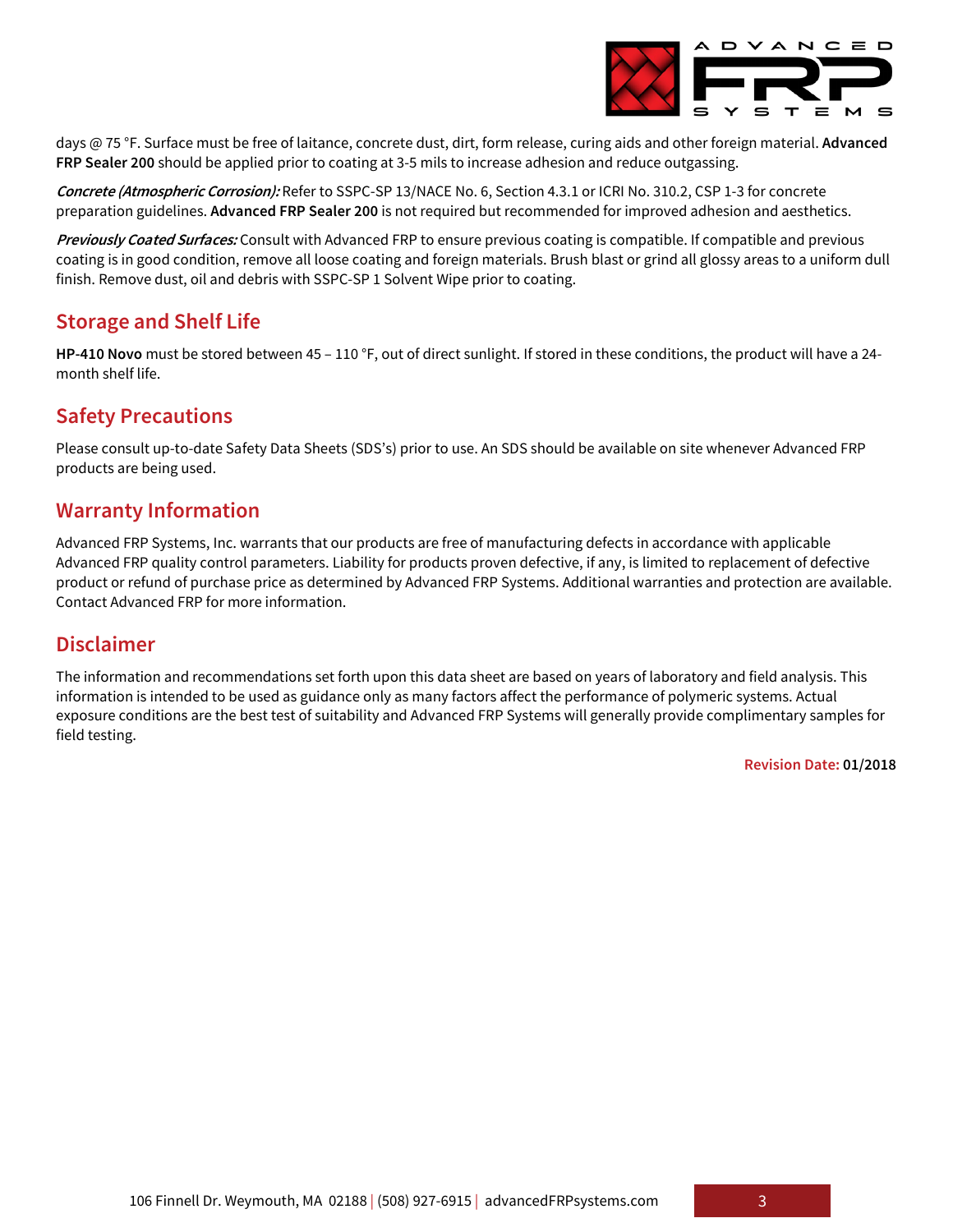days @ 75 °F. Surface must be free of laitance, concrete dust, dirt, form release, curing aids and other foreign material. **Advanced FRP Sealer 200** should be applied prior to coating at 3-5 mils to increase adhesion and reduce outgassing.

***Concrete (Atmospheric Corrosion):*** Refer to SSPC-SP 13/NACE No. 6, Section 4.3.1 or ICRI No. 310.2, CSP 1-3 for concrete preparation guidelines. **Advanced FRP Sealer 200** is not required but recommended for improved adhesion and aesthetics.

***Previously Coated Surfaces:*** Consult with Advanced FRP to ensure previous coating is compatible. If compatible and previous coating is in good condition, remove all loose coating and foreign materials. Brush blast or grind all glossy areas to a uniform dull finish. Remove dust, oil and debris with SSPC-SP 1 Solvent Wipe prior to coating.

## Storage and Shelf Life

**HP-410 Novo** must be stored between 45 – 110 °F, out of direct sunlight. If stored in these conditions, the product will have a 24-month shelf life.

## Safety Precautions

Please consult up-to-date Safety Data Sheets (SDS's) prior to use. An SDS should be available on site whenever Advanced FRP products are being used.

## Warranty Information

Advanced FRP Systems, Inc. warrants that our products are free of manufacturing defects in accordance with applicable Advanced FRP quality control parameters. Liability for products proven defective, if any, is limited to replacement of defective product or refund of purchase price as determined by Advanced FRP Systems. Additional warranties and protection are available. Contact Advanced FRP for more information.

## Disclaimer

The information and recommendations set forth upon this data sheet are based on years of laboratory and field analysis. This information is intended to be used as guidance only as many factors affect the performance of polymeric systems. Actual exposure conditions are the best test of suitability and Advanced FRP Systems will generally provide complimentary samples for field testing.

**Revision Date: 01/2018**